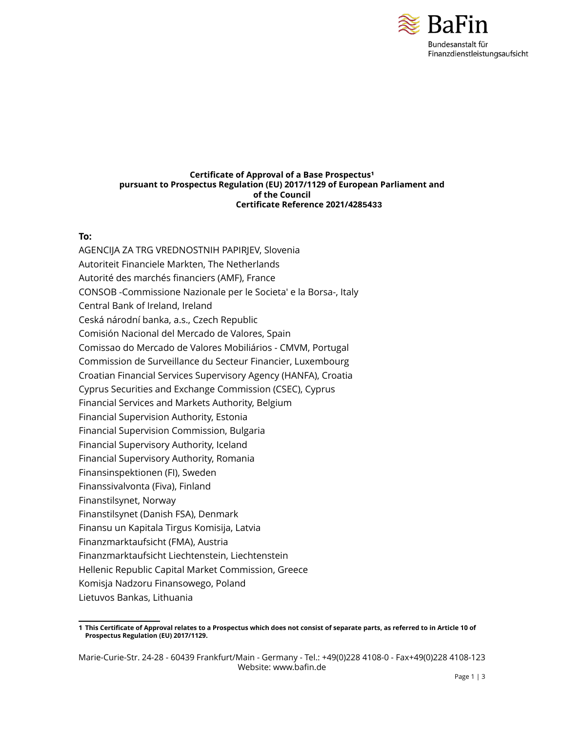**Certificate of Approval of a Base Prospectus[1]**
**pursuant to Prospectus Regulation (EU) 2017/1129 of European Parliament and of the Council**
**Certificate Reference 2021/4285433**

**To:**

AGENCIJA ZA TRG VREDNOSTNIH PAPIRJEV, Slovenia
Autoriteit Financiele Markten, The Netherlands
Autorité des marchés financiers (AMF), France
CONSOB -Commissione Nazionale per le Societa' e la Borsa-, Italy
Central Bank of Ireland, Ireland
Ceská národní banka, a.s., Czech Republic
Comisión Nacional del Mercado de Valores, Spain
Comissao do Mercado de Valores Mobiliários - CMVM, Portugal
Commission de Surveillance du Secteur Financier, Luxembourg
Croatian Financial Services Supervisory Agency (HANFA), Croatia
Cyprus Securities and Exchange Commission (CSEC), Cyprus
Financial Services and Markets Authority, Belgium
Financial Supervision Authority, Estonia
Financial Supervision Commission, Bulgaria
Financial Supervisory Authority, Iceland
Financial Supervisory Authority, Romania
Finansinspektionen (FI), Sweden
Finanssivalvonta (Fiva), Finland
Finanstilsynet, Norway
Finanstilsynet (Danish FSA), Denmark
Finansu un Kapitala Tirgus Komisija, Latvia
Finanzmarktaufsicht (FMA), Austria
Finanzmarktaufsicht Liechtenstein, Liechtenstein
Hellenic Republic Capital Market Commission, Greece
Komisja Nadzoru Finansowego, Poland
Lietuvos Bankas, Lithuania

---

[1] **This Certificate of Approval relates to a Prospectus which does not consist of separate parts, as referred to in Article 10 of Prospectus Regulation (EU) 2017/1129.**

Marie-Curie-Str. 24-28 - 60439 Frankfurt/Main - Germany - Tel.: +49(0)228 4108-0 - Fax+49(0)228 4108-123
Website: www.bafin.de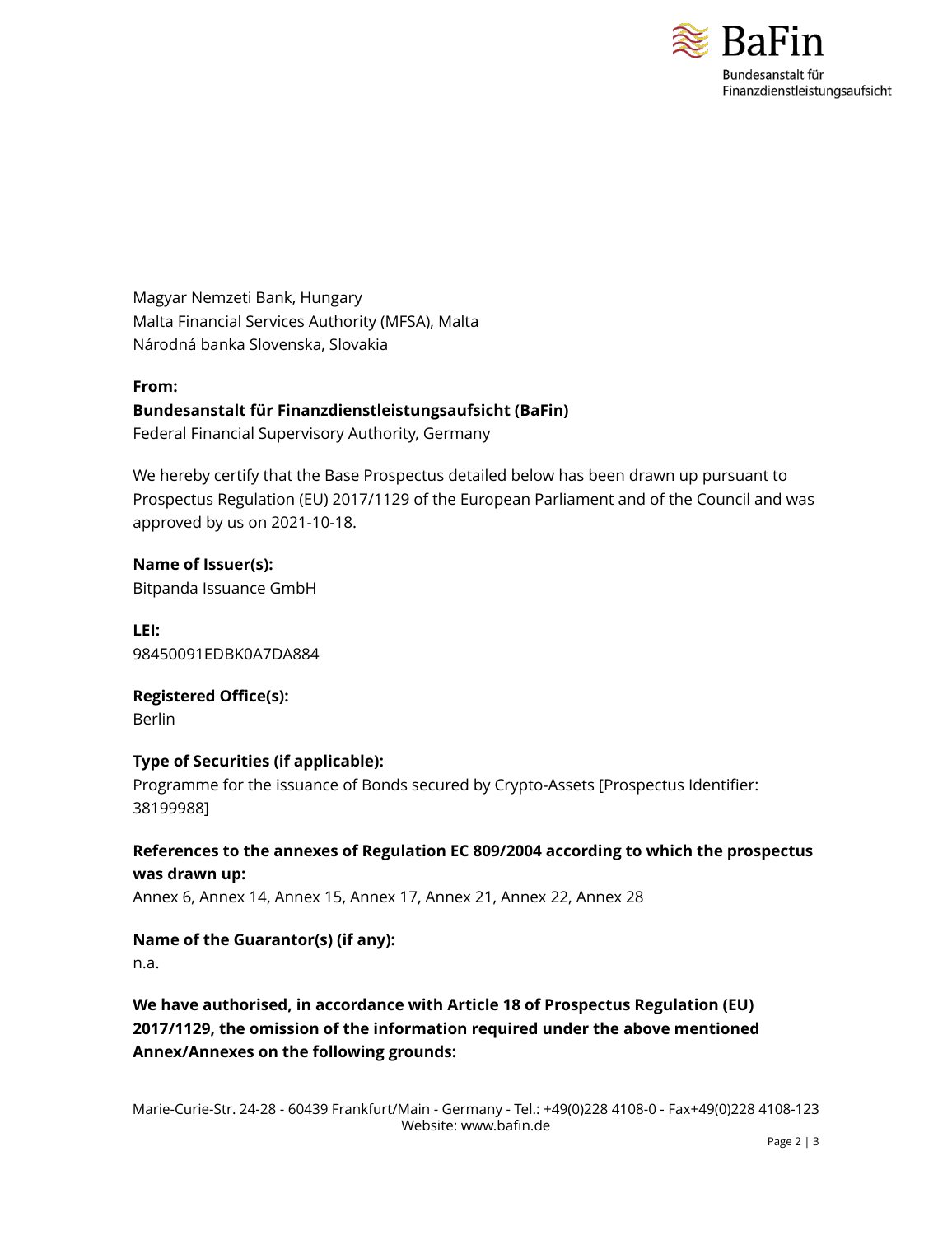Magyar Nemzeti Bank, Hungary
Malta Financial Services Authority (MFSA), Malta
Národná banka Slovenska, Slovakia

**From:**
**Bundesanstalt für Finanzdienstleistungsaufsicht (BaFin)**
Federal Financial Supervisory Authority, Germany

We hereby certify that the Base Prospectus detailed below has been drawn up pursuant to Prospectus Regulation (EU) 2017/1129 of the European Parliament and of the Council and was approved by us on 2021-10-18.

**Name of Issuer(s):**
Bitpanda Issuance GmbH

**LEI:**
98450091EDBK0A7DA884

**Registered Office(s):**
Berlin

**Type of Securities (if applicable):**
Programme for the issuance of Bonds secured by Crypto-Assets [Prospectus Identifier: 38199988]

**References to the annexes of Regulation EC 809/2004 according to which the prospectus was drawn up:**
Annex 6, Annex 14, Annex 15, Annex 17, Annex 21, Annex 22, Annex 28

**Name of the Guarantor(s) (if any):**
n.a.

**We have authorised, in accordance with Article 18 of Prospectus Regulation (EU) 2017/1129, the omission of the information required under the above mentioned Annex/Annexes on the following grounds:**

Marie-Curie-Str. 24-28 - 60439 Frankfurt/Main - Germany - Tel.: +49(0)228 4108-0 - Fax+49(0)228 4108-123
Website: www.bafin.de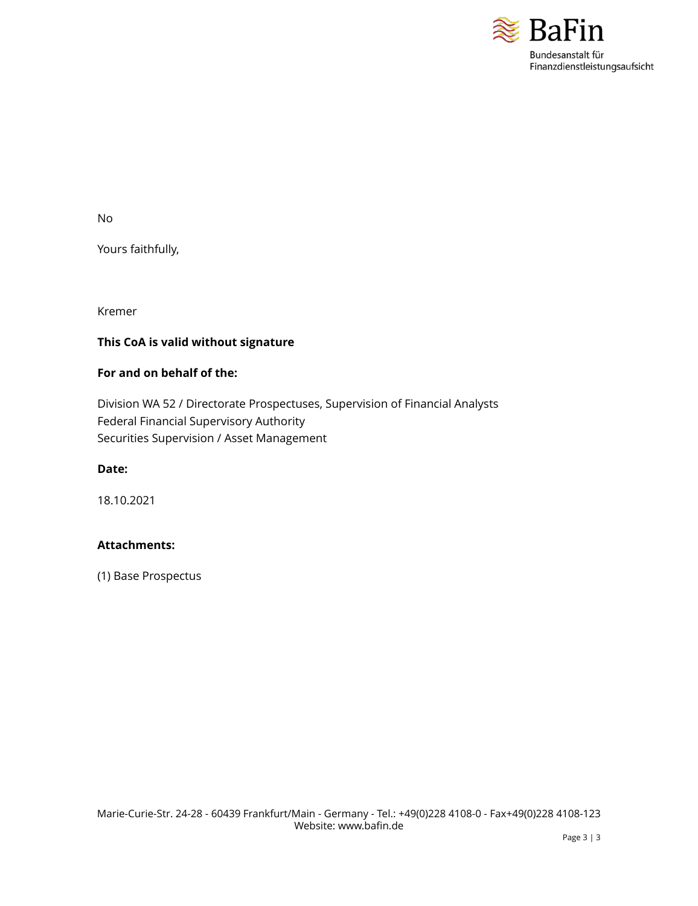No

Yours faithfully,

Kremer

**This CoA is valid without signature**

**For and on behalf of the:**

Division WA 52 / Directorate Prospectuses, Supervision of Financial Analysts
Federal Financial Supervisory Authority
Securities Supervision / Asset Management

**Date:**

18.10.2021

**Attachments:**

(1) Base Prospectus